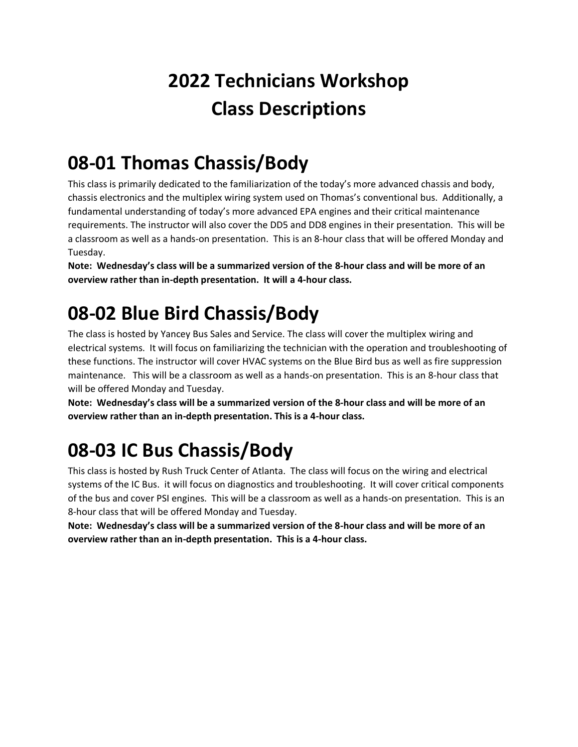# 2022 Technicians Workshop
# Class Descriptions

## 08-01 Thomas Chassis/Body

This class is primarily dedicated to the familiarization of the today's more advanced chassis and body, chassis electronics and the multiplex wiring system used on Thomas's conventional bus. Additionally, a fundamental understanding of today's more advanced EPA engines and their critical maintenance requirements. The instructor will also cover the DD5 and DD8 engines in their presentation. This will be a classroom as well as a hands-on presentation. This is an 8-hour class that will be offered Monday and Tuesday.

**Note: Wednesday's class will be a summarized version of the 8-hour class and will be more of an overview rather than in-depth presentation. It will a 4-hour class.**

## 08-02 Blue Bird Chassis/Body

The class is hosted by Yancey Bus Sales and Service. The class will cover the multiplex wiring and electrical systems. It will focus on familiarizing the technician with the operation and troubleshooting of these functions. The instructor will cover HVAC systems on the Blue Bird bus as well as fire suppression maintenance. This will be a classroom as well as a hands-on presentation. This is an 8-hour class that will be offered Monday and Tuesday.

**Note: Wednesday's class will be a summarized version of the 8-hour class and will be more of an overview rather than an in-depth presentation. This is a 4-hour class.**

## 08-03 IC Bus Chassis/Body

This class is hosted by Rush Truck Center of Atlanta. The class will focus on the wiring and electrical systems of the IC Bus. it will focus on diagnostics and troubleshooting. It will cover critical components of the bus and cover PSI engines. This will be a classroom as well as a hands-on presentation. This is an 8-hour class that will be offered Monday and Tuesday.

**Note: Wednesday's class will be a summarized version of the 8-hour class and will be more of an overview rather than an in-depth presentation. This is a 4-hour class.**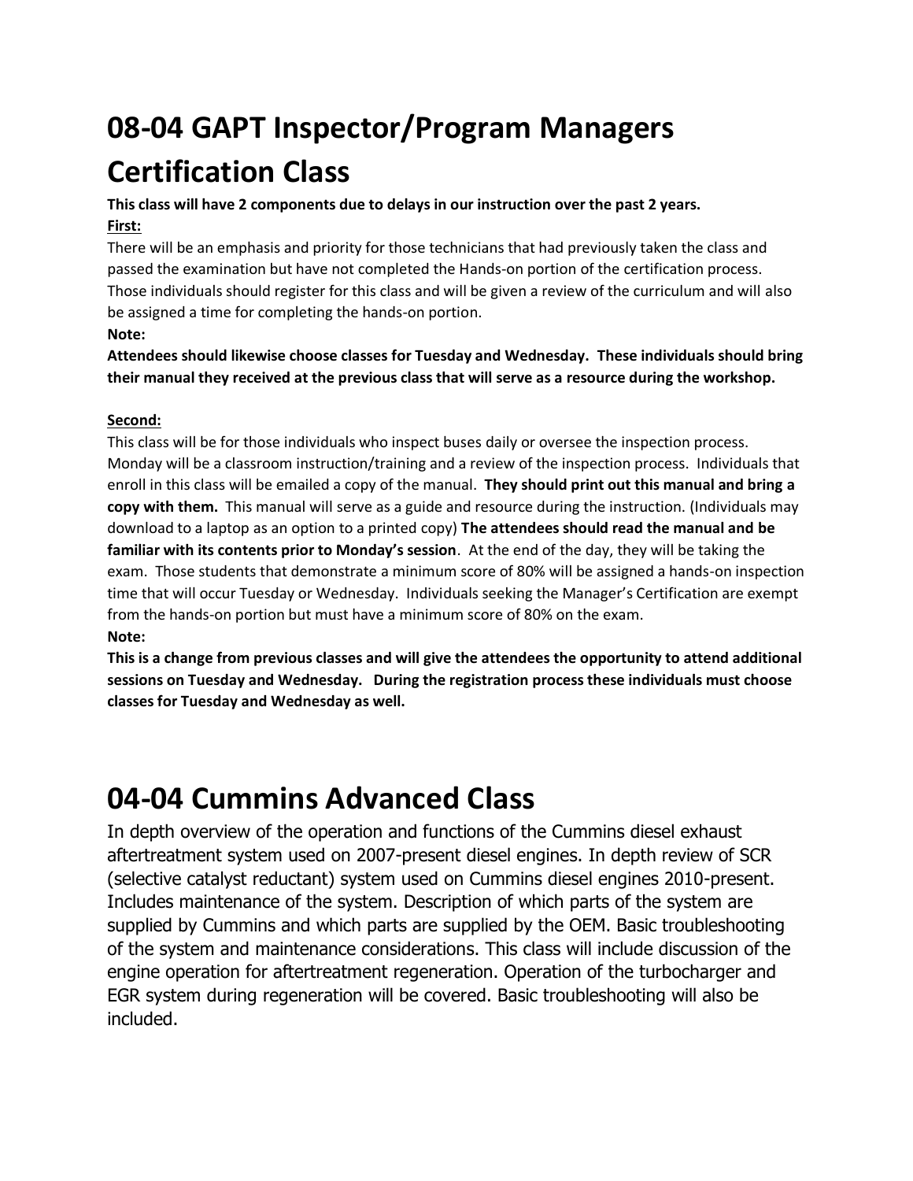# 08-04 GAPT Inspector/Program Managers Certification Class

**This class will have 2 components due to delays in our instruction over the past 2 years.**

**First:**

There will be an emphasis and priority for those technicians that had previously taken the class and passed the examination but have not completed the Hands-on portion of the certification process. Those individuals should register for this class and will be given a review of the curriculum and will also be assigned a time for completing the hands-on portion.

**Note:**

**Attendees should likewise choose classes for Tuesday and Wednesday. These individuals should bring their manual they received at the previous class that will serve as a resource during the workshop.**

**Second:**

This class will be for those individuals who inspect buses daily or oversee the inspection process. Monday will be a classroom instruction/training and a review of the inspection process. Individuals that enroll in this class will be emailed a copy of the manual. **They should print out this manual and bring a copy with them.** This manual will serve as a guide and resource during the instruction. (Individuals may download to a laptop as an option to a printed copy) **The attendees should read the manual and be familiar with its contents prior to Monday's session**. At the end of the day, they will be taking the exam. Those students that demonstrate a minimum score of 80% will be assigned a hands-on inspection time that will occur Tuesday or Wednesday. Individuals seeking the Manager's Certification are exempt from the hands-on portion but must have a minimum score of 80% on the exam.

**Note:**

**This is a change from previous classes and will give the attendees the opportunity to attend additional sessions on Tuesday and Wednesday. During the registration process these individuals must choose classes for Tuesday and Wednesday as well.**

# 04-04 Cummins Advanced Class

In depth overview of the operation and functions of the Cummins diesel exhaust aftertreatment system used on 2007-present diesel engines. In depth review of SCR (selective catalyst reductant) system used on Cummins diesel engines 2010-present. Includes maintenance of the system. Description of which parts of the system are supplied by Cummins and which parts are supplied by the OEM. Basic troubleshooting of the system and maintenance considerations. This class will include discussion of the engine operation for aftertreatment regeneration. Operation of the turbocharger and EGR system during regeneration will be covered. Basic troubleshooting will also be included.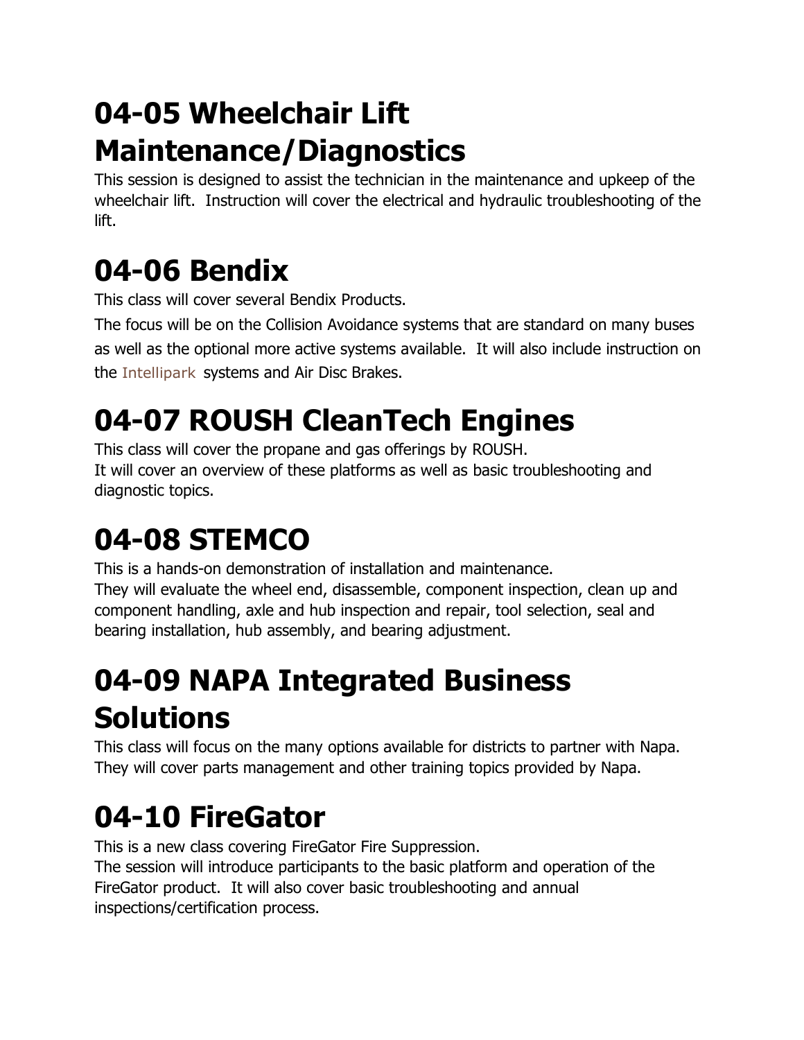# 04-05 Wheelchair Lift Maintenance/Diagnostics

This session is designed to assist the technician in the maintenance and upkeep of the wheelchair lift. Instruction will cover the electrical and hydraulic troubleshooting of the lift.

# 04-06 Bendix

This class will cover several Bendix Products.

The focus will be on the Collision Avoidance systems that are standard on many buses as well as the optional more active systems available. It will also include instruction on the Intellipark systems and Air Disc Brakes.

# 04-07 ROUSH CleanTech Engines

This class will cover the propane and gas offerings by ROUSH.
It will cover an overview of these platforms as well as basic troubleshooting and diagnostic topics.

# 04-08 STEMCO

This is a hands-on demonstration of installation and maintenance.
They will evaluate the wheel end, disassemble, component inspection, clean up and component handling, axle and hub inspection and repair, tool selection, seal and bearing installation, hub assembly, and bearing adjustment.

# 04-09 NAPA Integrated Business Solutions

This class will focus on the many options available for districts to partner with Napa. They will cover parts management and other training topics provided by Napa.

# 04-10 FireGator

This is a new class covering FireGator Fire Suppression.
The session will introduce participants to the basic platform and operation of the FireGator product. It will also cover basic troubleshooting and annual inspections/certification process.